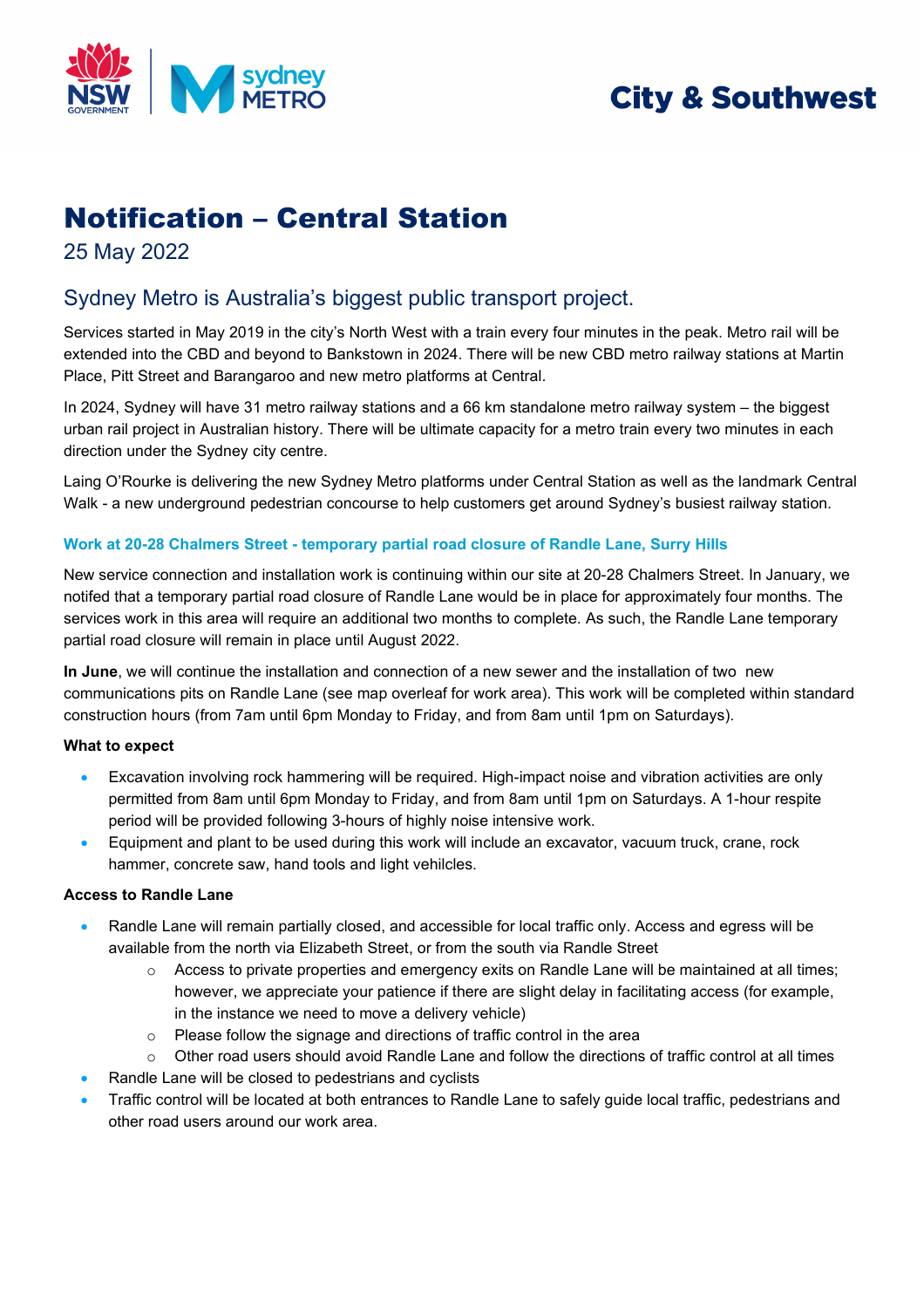City & Southwest

# Notification – Central Station

25 May 2022

## Sydney Metro is Australia's biggest public transport project.

Services started in May 2019 in the city's North West with a train every four minutes in the peak. Metro rail will be extended into the CBD and beyond to Bankstown in 2024. There will be new CBD metro railway stations at Martin Place, Pitt Street and Barangaroo and new metro platforms at Central.

In 2024, Sydney will have 31 metro railway stations and a 66 km standalone metro railway system – the biggest urban rail project in Australian history. There will be ultimate capacity for a metro train every two minutes in each direction under the Sydney city centre.

Laing O'Rourke is delivering the new Sydney Metro platforms under Central Station as well as the landmark Central Walk - a new underground pedestrian concourse to help customers get around Sydney's busiest railway station.

### Work at 20-28 Chalmers Street - temporary partial road closure of Randle Lane, Surry Hills

New service connection and installation work is continuing within our site at 20-28 Chalmers Street. In January, we notifed that a temporary partial road closure of Randle Lane would be in place for approximately four months. The services work in this area will require an additional two months to complete. As such, the Randle Lane temporary partial road closure will remain in place until August 2022.

**In June**, we will continue the installation and connection of a new sewer and the installation of two new communications pits on Randle Lane (see map overleaf for work area). This work will be completed within standard construction hours (from 7am until 6pm Monday to Friday, and from 8am until 1pm on Saturdays).

**What to expect**

- Excavation involving rock hammering will be required. High-impact noise and vibration activities are only permitted from 8am until 6pm Monday to Friday, and from 8am until 1pm on Saturdays. A 1-hour respite period will be provided following 3-hours of highly noise intensive work.
- Equipment and plant to be used during this work will include an excavator, vacuum truck, crane, rock hammer, concrete saw, hand tools and light vehilcles.

**Access to Randle Lane**

- Randle Lane will remain partially closed, and accessible for local traffic only. Access and egress will be available from the north via Elizabeth Street, or from the south via Randle Street
  - Access to private properties and emergency exits on Randle Lane will be maintained at all times; however, we appreciate your patience if there are slight delay in facilitating access (for example, in the instance we need to move a delivery vehicle)
  - Please follow the signage and directions of traffic control in the area
  - Other road users should avoid Randle Lane and follow the directions of traffic control at all times
- Randle Lane will be closed to pedestrians and cyclists
- Traffic control will be located at both entrances to Randle Lane to safely guide local traffic, pedestrians and other road users around our work area.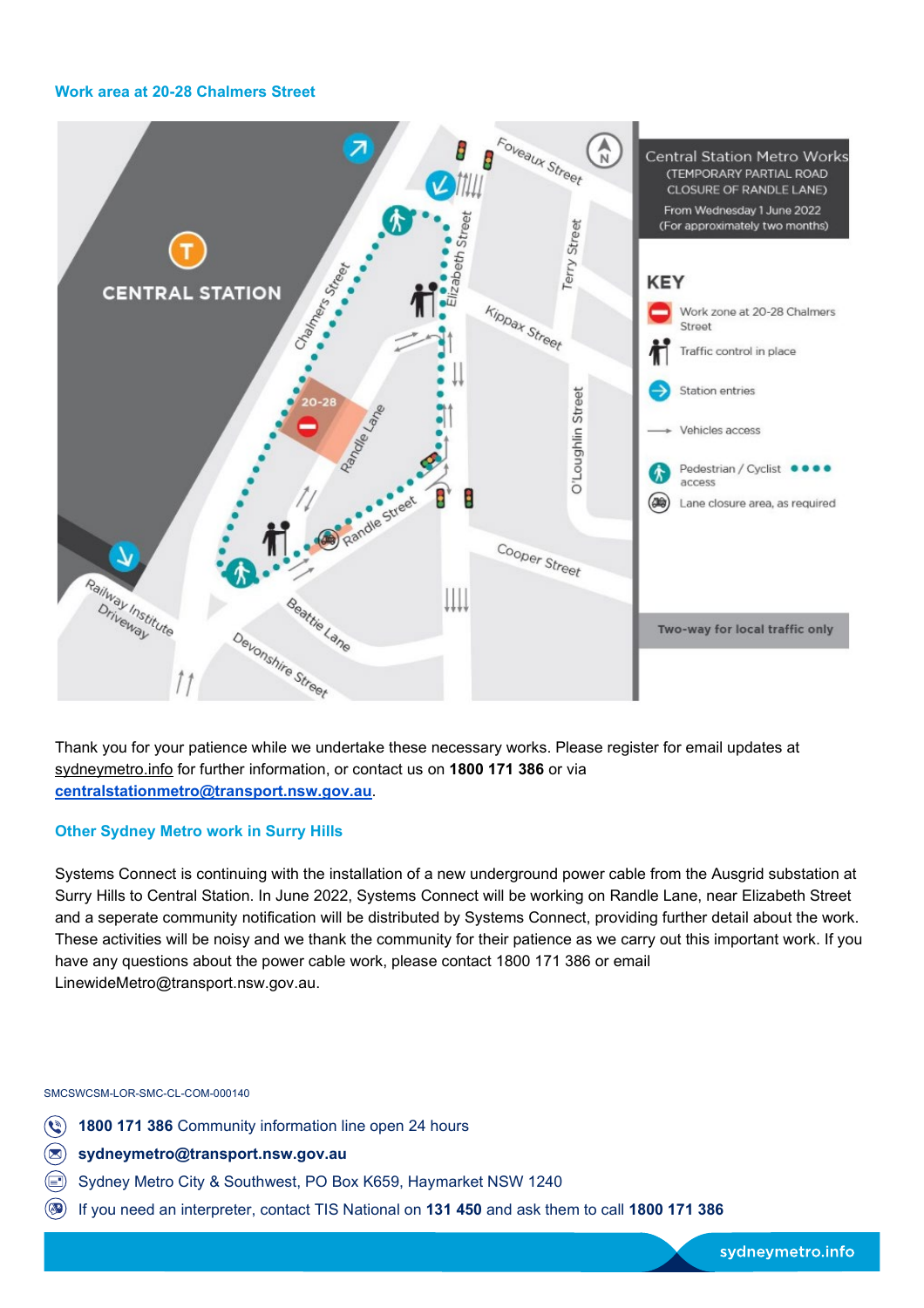## Work area at 20-28 Chalmers Street

CENTRAL STATION

Central Station Metro Works
(TEMPORARY PARTIAL ROAD CLOSURE OF RANDLE LANE)
From Wednesday 1 June 2022
(For approximately two months)

KEY
Work zone at 20-28 Chalmers Street
Traffic control in place
Station entries
Vehicles access
Pedestrian / Cyclist access
Lane closure area, as required

Two-way for local traffic only

Foveaux Street
Terry Street
Elizabeth Street
Chalmers Street
Kippax Street
O'Loughlin Street
Randle Lane
Randle Street
Cooper Street
Beattie Lane
Devonshire Street
Railway Institute Driveway
20-28

Thank you for your patience while we undertake these necessary works. Please register for email updates at sydneymetro.info for further information, or contact us on **1800 171 386** or via **centralstationmetro@transport.nsw.gov.au**.

## Other Sydney Metro work in Surry Hills

Systems Connect is continuing with the installation of a new underground power cable from the Ausgrid substation at Surry Hills to Central Station. In June 2022, Systems Connect will be working on Randle Lane, near Elizabeth Street and a seperate community notification will be distributed by Systems Connect, providing further detail about the work. These activities will be noisy and we thank the community for their patience as we carry out this important work. If you have any questions about the power cable work, please contact 1800 171 386 or email LinewideMetro@transport.nsw.gov.au.

SMCSWCSM-LOR-SMC-CL-COM-000140

**1800 171 386** Community information line open 24 hours

**sydneymetro@transport.nsw.gov.au**

Sydney Metro City & Southwest, PO Box K659, Haymarket NSW 1240

If you need an interpreter, contact TIS National on **131 450** and ask them to call **1800 171 386**

sydneymetro.info